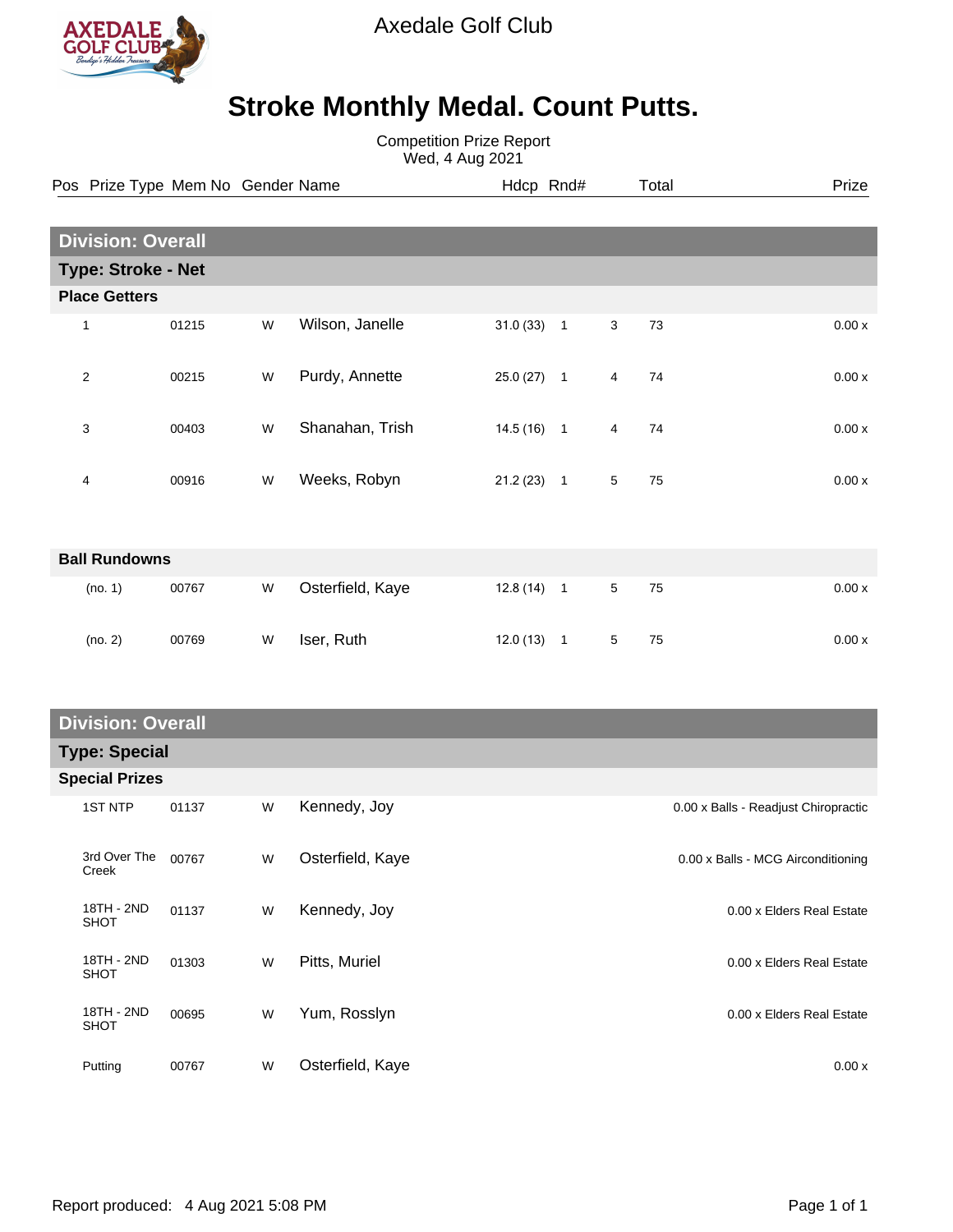# Axedale Golf Club

## Stroke Monthly Medal. Count Putts.

Competition Prize Report
Wed, 4 Aug 2021

| Pos | Prize Type | Mem No | Gender | Name | Hdcp | Rnd# | | Total | Prize |
|---|---|---|---|---|---|---|---|---|---|
| **Division: Overall** | | | | | | | | | |
| **Type: Stroke - Net** | | | | | | | | | |
| **Place Getters** | | | | | | | | | |
| 1 | | 01215 | W | Wilson, Janelle | 31.0 (33) | 1 | 3 | 73 | 0.00 x |
| 2 | | 00215 | W | Purdy, Annette | 25.0 (27) | 1 | 4 | 74 | 0.00 x |
| 3 | | 00403 | W | Shanahan, Trish | 14.5 (16) | 1 | 4 | 74 | 0.00 x |
| 4 | | 00916 | W | Weeks, Robyn | 21.2 (23) | 1 | 5 | 75 | 0.00 x |
| **Ball Rundowns** | | | | | | | | | |
| (no. 1) | | 00767 | W | Osterfield, Kaye | 12.8 (14) | 1 | 5 | 75 | 0.00 x |
| (no. 2) | | 00769 | W | Iser, Ruth | 12.0 (13) | 1 | 5 | 75 | 0.00 x |
| **Division: Overall** | | | | | | | | | |
| **Type: Special** | | | | | | | | | |
| **Special Prizes** | | | | | | | | | |
| | 1ST NTP | 01137 | W | Kennedy, Joy | | | | | 0.00 x Balls - Readjust Chiropractic |
| | 3rd Over The Creek | 00767 | W | Osterfield, Kaye | | | | | 0.00 x Balls - MCG Airconditioning |
| | 18TH - 2ND SHOT | 01137 | W | Kennedy, Joy | | | | | 0.00 x Elders Real Estate |
| | 18TH - 2ND SHOT | 01303 | W | Pitts, Muriel | | | | | 0.00 x Elders Real Estate |
| | 18TH - 2ND SHOT | 00695 | W | Yum, Rosslyn | | | | | 0.00 x Elders Real Estate |
| | Putting | 00767 | W | Osterfield, Kaye | | | | | 0.00 x |

Report produced: 4 Aug 2021 5:08 PM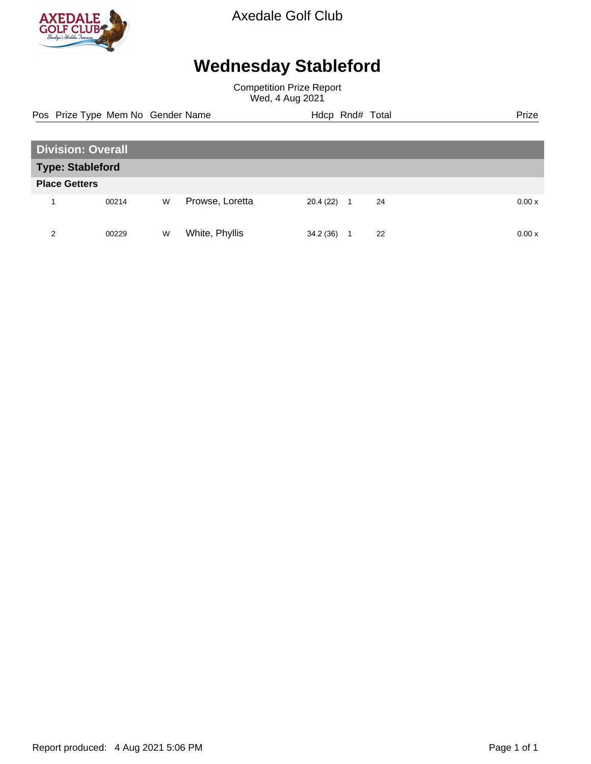Axedale Golf Club

# Wednesday Stableford

Competition Prize Report
Wed, 4 Aug 2021

## Division: Overall

### Type: Stableford

**Place Getters**

| Pos | Prize Type | Mem No | Gender | Name | Hdcp | Rnd# | Total | Prize |
|---|---|---|---|---|---|---|---|---|
| 1 | | 00214 | W | Prowse, Loretta | 20.4 (22) | 1 | 24 | 0.00 x |
| 2 | | 00229 | W | White, Phyllis | 34.2 (36) | 1 | 22 | 0.00 x |

Report produced: 4 Aug 2021 5:06 PM